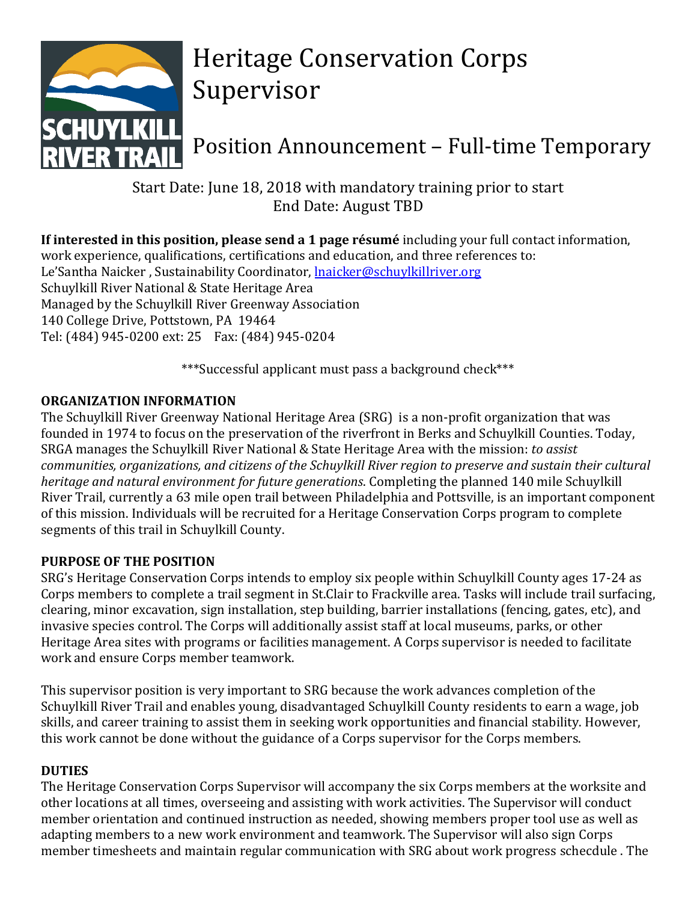# Heritage Conservation Corps Supervisor

## Position Announcement – Full-time Temporary

Start Date: June 18, 2018 with mandatory training prior to start
End Date: August TBD

**If interested in this position, please send a 1 page résumé** including your full contact information, work experience, qualifications, certifications and education, and three references to:
Le'Santha Naicker , Sustainability Coordinator, lnaicker@schuylkillriver.org
Schuylkill River National & State Heritage Area
Managed by the Schuylkill River Greenway Association
140 College Drive, Pottstown, PA 19464
Tel: (484) 945-0200 ext: 25 Fax: (484) 945-0204

***Successful applicant must pass a background check***

**ORGANIZATION INFORMATION**

The Schuylkill River Greenway National Heritage Area (SRG) is a non-profit organization that was founded in 1974 to focus on the preservation of the riverfront in Berks and Schuylkill Counties. Today, SRGA manages the Schuylkill River National & State Heritage Area with the mission: *to assist communities, organizations, and citizens of the Schuylkill River region to preserve and sustain their cultural heritage and natural environment for future generations.* Completing the planned 140 mile Schuylkill River Trail, currently a 63 mile open trail between Philadelphia and Pottsville, is an important component of this mission. Individuals will be recruited for a Heritage Conservation Corps program to complete segments of this trail in Schuylkill County.

**PURPOSE OF THE POSITION**

SRG's Heritage Conservation Corps intends to employ six people within Schuylkill County ages 17-24 as Corps members to complete a trail segment in St.Clair to Frackville area. Tasks will include trail surfacing, clearing, minor excavation, sign installation, step building, barrier installations (fencing, gates, etc), and invasive species control. The Corps will additionally assist staff at local museums, parks, or other Heritage Area sites with programs or facilities management. A Corps supervisor is needed to facilitate work and ensure Corps member teamwork.

This supervisor position is very important to SRG because the work advances completion of the Schuylkill River Trail and enables young, disadvantaged Schuylkill County residents to earn a wage, job skills, and career training to assist them in seeking work opportunities and financial stability. However, this work cannot be done without the guidance of a Corps supervisor for the Corps members.

**DUTIES**

The Heritage Conservation Corps Supervisor will accompany the six Corps members at the worksite and other locations at all times, overseeing and assisting with work activities. The Supervisor will conduct member orientation and continued instruction as needed, showing members proper tool use as well as adapting members to a new work environment and teamwork. The Supervisor will also sign Corps member timesheets and maintain regular communication with SRG about work progress schecdule . The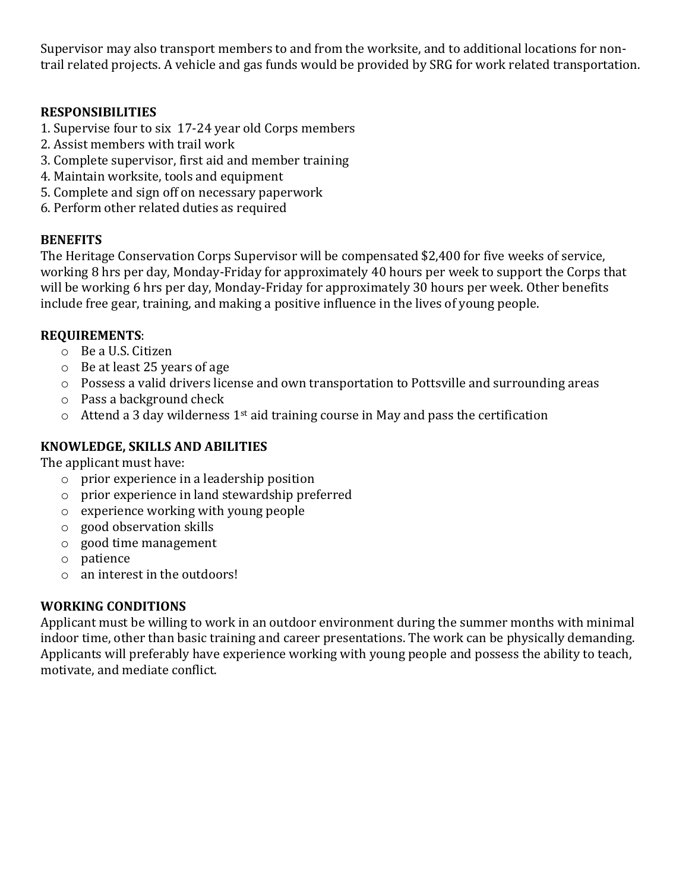Supervisor may also transport members to and from the worksite, and to additional locations for non-trail related projects. A vehicle and gas funds would be provided by SRG for work related transportation.

**RESPONSIBILITIES**

1. Supervise four to six 17-24 year old Corps members
2. Assist members with trail work
3. Complete supervisor, first aid and member training
4. Maintain worksite, tools and equipment
5. Complete and sign off on necessary paperwork
6. Perform other related duties as required

**BENEFITS**

The Heritage Conservation Corps Supervisor will be compensated $2,400 for five weeks of service, working 8 hrs per day, Monday-Friday for approximately 40 hours per week to support the Corps that will be working 6 hrs per day, Monday-Friday for approximately 30 hours per week. Other benefits include free gear, training, and making a positive influence in the lives of young people.

**REQUIREMENTS**:

- Be a U.S. Citizen
- Be at least 25 years of age
- Possess a valid drivers license and own transportation to Pottsville and surrounding areas
- Pass a background check
- Attend a 3 day wilderness 1st aid training course in May and pass the certification

**KNOWLEDGE, SKILLS AND ABILITIES**

The applicant must have:

- prior experience in a leadership position
- prior experience in land stewardship preferred
- experience working with young people
- good observation skills
- good time management
- patience
- an interest in the outdoors!

**WORKING CONDITIONS**

Applicant must be willing to work in an outdoor environment during the summer months with minimal indoor time, other than basic training and career presentations. The work can be physically demanding. Applicants will preferably have experience working with young people and possess the ability to teach, motivate, and mediate conflict.